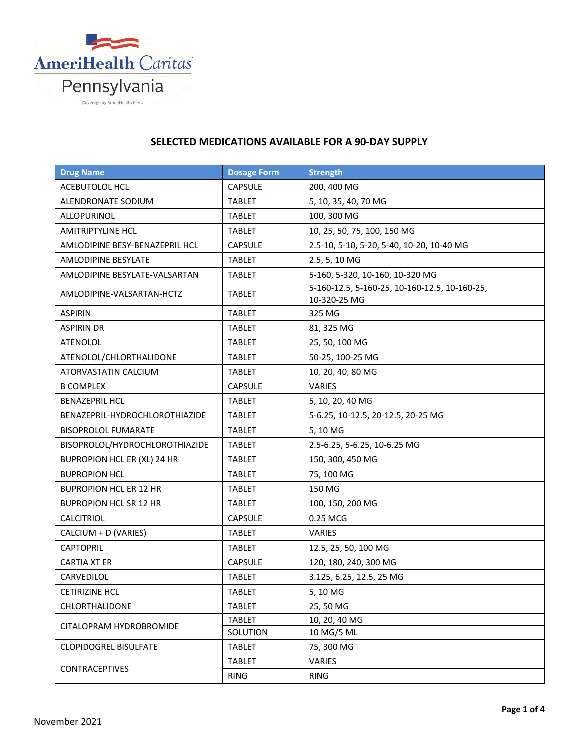AmeriHealth Caritas Pennsylvania

Coverage by AmeriHealth First.

## SELECTED MEDICATIONS AVAILABLE FOR A 90-DAY SUPPLY

| Drug Name | Dosage Form | Strength |
|---|---|---|
| ACEBUTOLOL HCL | CAPSULE | 200, 400 MG |
| ALENDRONATE SODIUM | TABLET | 5, 10, 35, 40, 70 MG |
| ALLOPURINOL | TABLET | 100, 300 MG |
| AMITRIPTYLINE HCL | TABLET | 10, 25, 50, 75, 100, 150 MG |
| AMLODIPINE BESY-BENAZEPRIL HCL | CAPSULE | 2.5-10, 5-10, 5-20, 5-40, 10-20, 10-40 MG |
| AMLODIPINE BESYLATE | TABLET | 2.5, 5, 10 MG |
| AMLODIPINE BESYLATE-VALSARTAN | TABLET | 5-160, 5-320, 10-160, 10-320 MG |
| AMLODIPINE-VALSARTAN-HCTZ | TABLET | 5-160-12.5, 5-160-25, 10-160-12.5, 10-160-25, 10-320-25 MG |
| ASPIRIN | TABLET | 325 MG |
| ASPIRIN DR | TABLET | 81, 325 MG |
| ATENOLOL | TABLET | 25, 50, 100 MG |
| ATENOLOL/CHLORTHALIDONE | TABLET | 50-25, 100-25 MG |
| ATORVASTATIN CALCIUM | TABLET | 10, 20, 40, 80 MG |
| B COMPLEX | CAPSULE | VARIES |
| BENAZEPRIL HCL | TABLET | 5, 10, 20, 40 MG |
| BENAZEPRIL-HYDROCHLOROTHIAZIDE | TABLET | 5-6.25, 10-12.5, 20-12.5, 20-25 MG |
| BISOPROLOL FUMARATE | TABLET | 5, 10 MG |
| BISOPROLOL/HYDROCHLOROTHIAZIDE | TABLET | 2.5-6.25, 5-6.25, 10-6.25 MG |
| BUPROPION HCL ER (XL) 24 HR | TABLET | 150, 300, 450 MG |
| BUPROPION HCL | TABLET | 75, 100 MG |
| BUPROPION HCL ER 12 HR | TABLET | 150 MG |
| BUPROPION HCL SR 12 HR | TABLET | 100, 150, 200 MG |
| CALCITRIOL | CAPSULE | 0.25 MCG |
| CALCIUM + D (VARIES) | TABLET | VARIES |
| CAPTOPRIL | TABLET | 12.5, 25, 50, 100 MG |
| CARTIA XT ER | CAPSULE | 120, 180, 240, 300 MG |
| CARVEDILOL | TABLET | 3.125, 6.25, 12.5, 25 MG |
| CETIRIZINE HCL | TABLET | 5, 10 MG |
| CHLORTHALIDONE | TABLET | 25, 50 MG |
| CITALOPRAM HYDROBROMIDE | TABLET | 10, 20, 40 MG |
| | SOLUTION | 10 MG/5 ML |
| CLOPIDOGREL BISULFATE | TABLET | 75, 300 MG |
| CONTRACEPTIVES | TABLET | VARIES |
| | RING | RING |

November 2021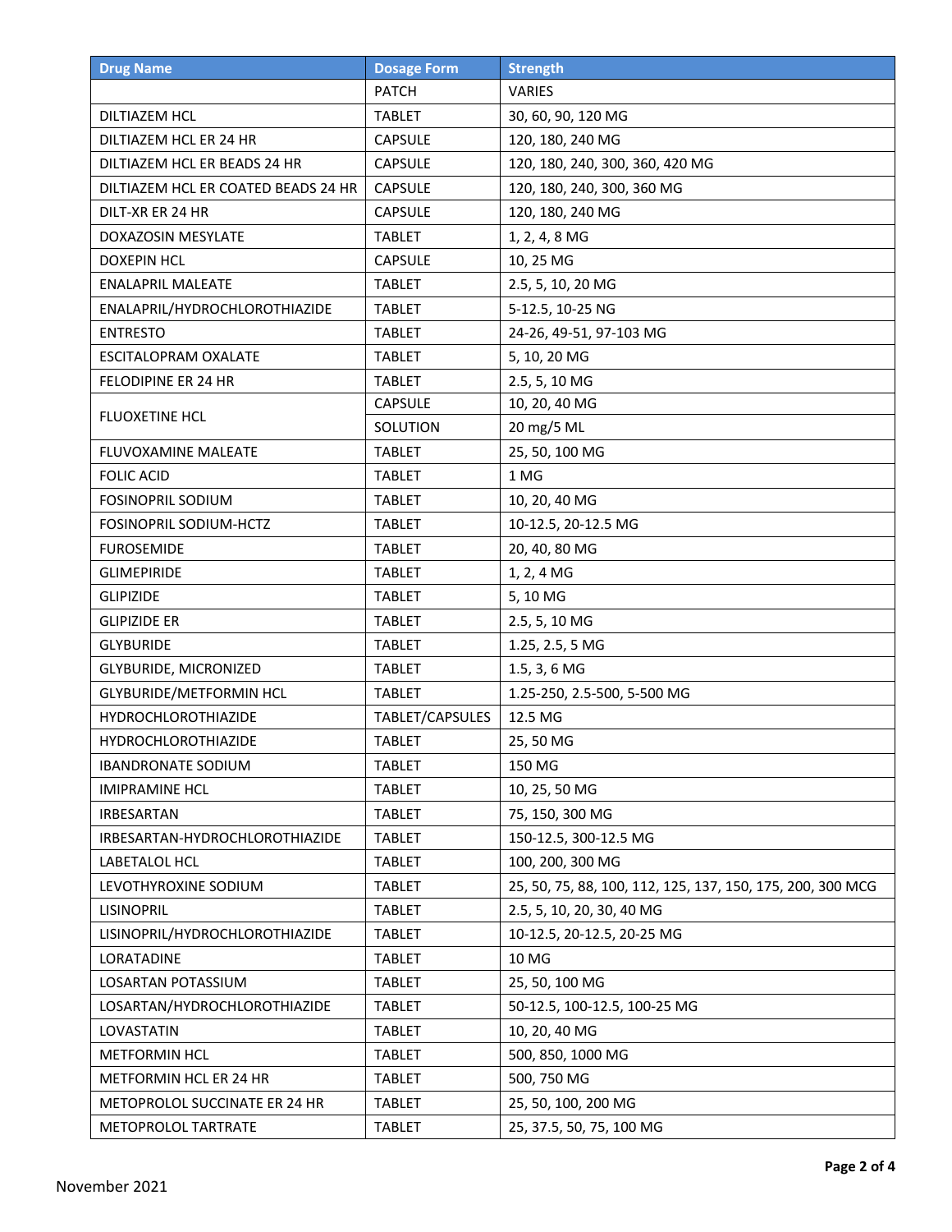| Drug Name | Dosage Form | Strength |
|---|---|---|
| | PATCH | VARIES |
| DILTIAZEM HCL | TABLET | 30, 60, 90, 120 MG |
| DILTIAZEM HCL ER 24 HR | CAPSULE | 120, 180, 240 MG |
| DILTIAZEM HCL ER BEADS 24 HR | CAPSULE | 120, 180, 240, 300, 360, 420 MG |
| DILTIAZEM HCL ER COATED BEADS 24 HR | CAPSULE | 120, 180, 240, 300, 360 MG |
| DILT-XR ER 24 HR | CAPSULE | 120, 180, 240 MG |
| DOXAZOSIN MESYLATE | TABLET | 1, 2, 4, 8 MG |
| DOXEPIN HCL | CAPSULE | 10, 25 MG |
| ENALAPRIL MALEATE | TABLET | 2.5, 5, 10, 20 MG |
| ENALAPRIL/HYDROCHLOROTHIAZIDE | TABLET | 5-12.5, 10-25 NG |
| ENTRESTO | TABLET | 24-26, 49-51, 97-103 MG |
| ESCITALOPRAM OXALATE | TABLET | 5, 10, 20 MG |
| FELODIPINE ER 24 HR | TABLET | 2.5, 5, 10 MG |
| FLUOXETINE HCL | CAPSULE | 10, 20, 40 MG |
| | SOLUTION | 20 mg/5 ML |
| FLUVOXAMINE MALEATE | TABLET | 25, 50, 100 MG |
| FOLIC ACID | TABLET | 1 MG |
| FOSINOPRIL SODIUM | TABLET | 10, 20, 40 MG |
| FOSINOPRIL SODIUM-HCTZ | TABLET | 10-12.5, 20-12.5 MG |
| FUROSEMIDE | TABLET | 20, 40, 80 MG |
| GLIMEPIRIDE | TABLET | 1, 2, 4 MG |
| GLIPIZIDE | TABLET | 5, 10 MG |
| GLIPIZIDE ER | TABLET | 2.5, 5, 10 MG |
| GLYBURIDE | TABLET | 1.25, 2.5, 5 MG |
| GLYBURIDE, MICRONIZED | TABLET | 1.5, 3, 6 MG |
| GLYBURIDE/METFORMIN HCL | TABLET | 1.25-250, 2.5-500, 5-500 MG |
| HYDROCHLOROTHIAZIDE | TABLET/CAPSULES | 12.5 MG |
| HYDROCHLOROTHIAZIDE | TABLET | 25, 50 MG |
| IBANDRONATE SODIUM | TABLET | 150 MG |
| IMIPRAMINE HCL | TABLET | 10, 25, 50 MG |
| IRBESARTAN | TABLET | 75, 150, 300 MG |
| IRBESARTAN-HYDROCHLOROTHIAZIDE | TABLET | 150-12.5, 300-12.5 MG |
| LABETALOL HCL | TABLET | 100, 200, 300 MG |
| LEVOTHYROXINE SODIUM | TABLET | 25, 50, 75, 88, 100, 112, 125, 137, 150, 175, 200, 300 MCG |
| LISINOPRIL | TABLET | 2.5, 5, 10, 20, 30, 40 MG |
| LISINOPRIL/HYDROCHLOROTHIAZIDE | TABLET | 10-12.5, 20-12.5, 20-25 MG |
| LORATADINE | TABLET | 10 MG |
| LOSARTAN POTASSIUM | TABLET | 25, 50, 100 MG |
| LOSARTAN/HYDROCHLOROTHIAZIDE | TABLET | 50-12.5, 100-12.5, 100-25 MG |
| LOVASTATIN | TABLET | 10, 20, 40 MG |
| METFORMIN HCL | TABLET | 500, 850, 1000 MG |
| METFORMIN HCL ER 24 HR | TABLET | 500, 750 MG |
| METOPROLOL SUCCINATE ER 24 HR | TABLET | 25, 50, 100, 200 MG |
| METOPROLOL TARTRATE | TABLET | 25, 37.5, 50, 75, 100 MG |

November 2021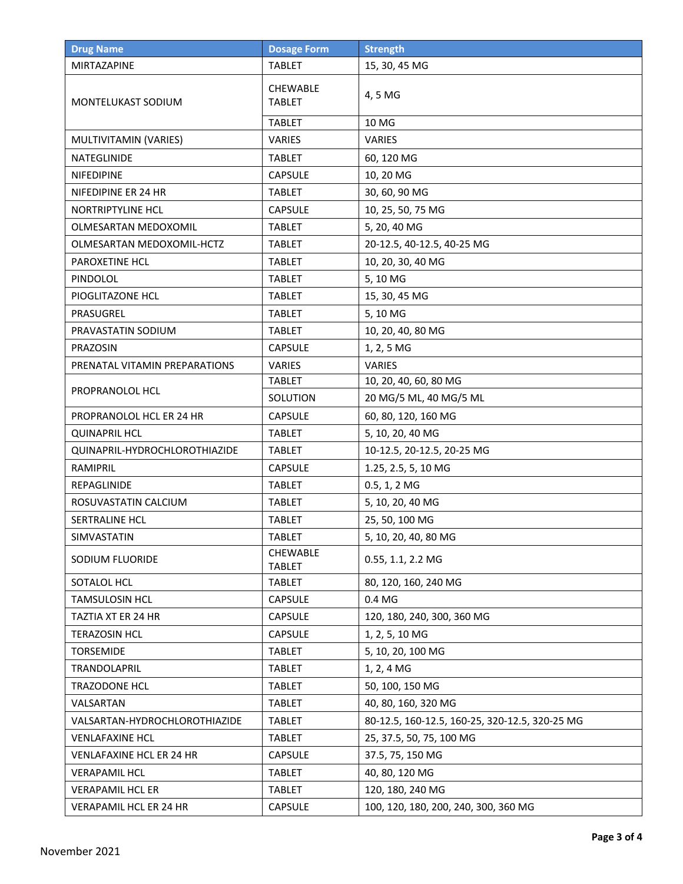| Drug Name | Dosage Form | Strength |
| --- | --- | --- |
| MIRTAZAPINE | TABLET | 15, 30, 45 MG |
| MONTELUKAST SODIUM | CHEWABLE TABLET | 4, 5 MG |
| | TABLET | 10 MG |
| MULTIVITAMIN (VARIES) | VARIES | VARIES |
| NATEGLINIDE | TABLET | 60, 120 MG |
| NIFEDIPINE | CAPSULE | 10, 20 MG |
| NIFEDIPINE ER 24 HR | TABLET | 30, 60, 90 MG |
| NORTRIPTYLINE HCL | CAPSULE | 10, 25, 50, 75 MG |
| OLMESARTAN MEDOXOMIL | TABLET | 5, 20, 40 MG |
| OLMESARTAN MEDOXOMIL-HCTZ | TABLET | 20-12.5, 40-12.5, 40-25 MG |
| PAROXETINE HCL | TABLET | 10, 20, 30, 40 MG |
| PINDOLOL | TABLET | 5, 10 MG |
| PIOGLITAZONE HCL | TABLET | 15, 30, 45 MG |
| PRASUGREL | TABLET | 5, 10 MG |
| PRAVASTATIN SODIUM | TABLET | 10, 20, 40, 80 MG |
| PRAZOSIN | CAPSULE | 1, 2, 5 MG |
| PRENATAL VITAMIN PREPARATIONS | VARIES | VARIES |
| PROPRANOLOL HCL | TABLET | 10, 20, 40, 60, 80 MG |
| | SOLUTION | 20 MG/5 ML, 40 MG/5 ML |
| PROPRANOLOL HCL ER 24 HR | CAPSULE | 60, 80, 120, 160 MG |
| QUINAPRIL HCL | TABLET | 5, 10, 20, 40 MG |
| QUINAPRIL-HYDROCHLOROTHIAZIDE | TABLET | 10-12.5, 20-12.5, 20-25 MG |
| RAMIPRIL | CAPSULE | 1.25, 2.5, 5, 10 MG |
| REPAGLINIDE | TABLET | 0.5, 1, 2 MG |
| ROSUVASTATIN CALCIUM | TABLET | 5, 10, 20, 40 MG |
| SERTRALINE HCL | TABLET | 25, 50, 100 MG |
| SIMVASTATIN | TABLET | 5, 10, 20, 40, 80 MG |
| SODIUM FLUORIDE | CHEWABLE TABLET | 0.55, 1.1, 2.2 MG |
| SOTALOL HCL | TABLET | 80, 120, 160, 240 MG |
| TAMSULOSIN HCL | CAPSULE | 0.4 MG |
| TAZTIA XT ER 24 HR | CAPSULE | 120, 180, 240, 300, 360 MG |
| TERAZOSIN HCL | CAPSULE | 1, 2, 5, 10 MG |
| TORSEMIDE | TABLET | 5, 10, 20, 100 MG |
| TRANDOLAPRIL | TABLET | 1, 2, 4 MG |
| TRAZODONE HCL | TABLET | 50, 100, 150 MG |
| VALSARTAN | TABLET | 40, 80, 160, 320 MG |
| VALSARTAN-HYDROCHLOROTHIAZIDE | TABLET | 80-12.5, 160-12.5, 160-25, 320-12.5, 320-25 MG |
| VENLAFAXINE HCL | TABLET | 25, 37.5, 50, 75, 100 MG |
| VENLAFAXINE HCL ER 24 HR | CAPSULE | 37.5, 75, 150 MG |
| VERAPAMIL HCL | TABLET | 40, 80, 120 MG |
| VERAPAMIL HCL ER | TABLET | 120, 180, 240 MG |
| VERAPAMIL HCL ER 24 HR | CAPSULE | 100, 120, 180, 200, 240, 300, 360 MG |

November 2021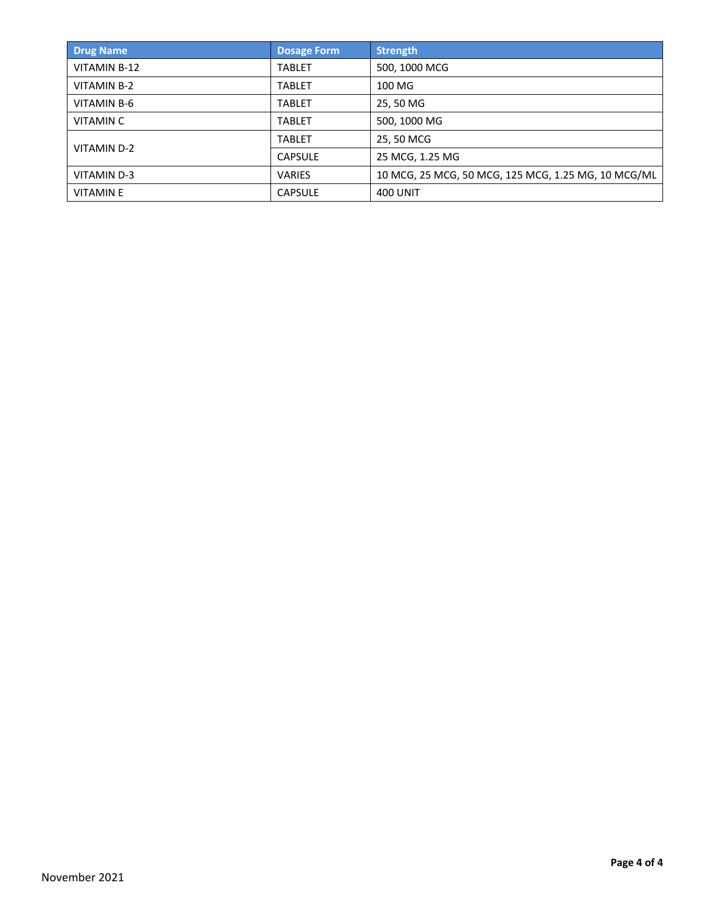| Drug Name | Dosage Form | Strength |
| --- | --- | --- |
| VITAMIN B-12 | TABLET | 500, 1000 MCG |
| VITAMIN B-2 | TABLET | 100 MG |
| VITAMIN B-6 | TABLET | 25, 50 MG |
| VITAMIN C | TABLET | 500, 1000 MG |
| VITAMIN D-2 | TABLET | 25, 50 MCG |
| | CAPSULE | 25 MCG, 1.25 MG |
| VITAMIN D-3 | VARIES | 10 MCG, 25 MCG, 50 MCG, 125 MCG, 1.25 MG, 10 MCG/ML |
| VITAMIN E | CAPSULE | 400 UNIT |

November 2021